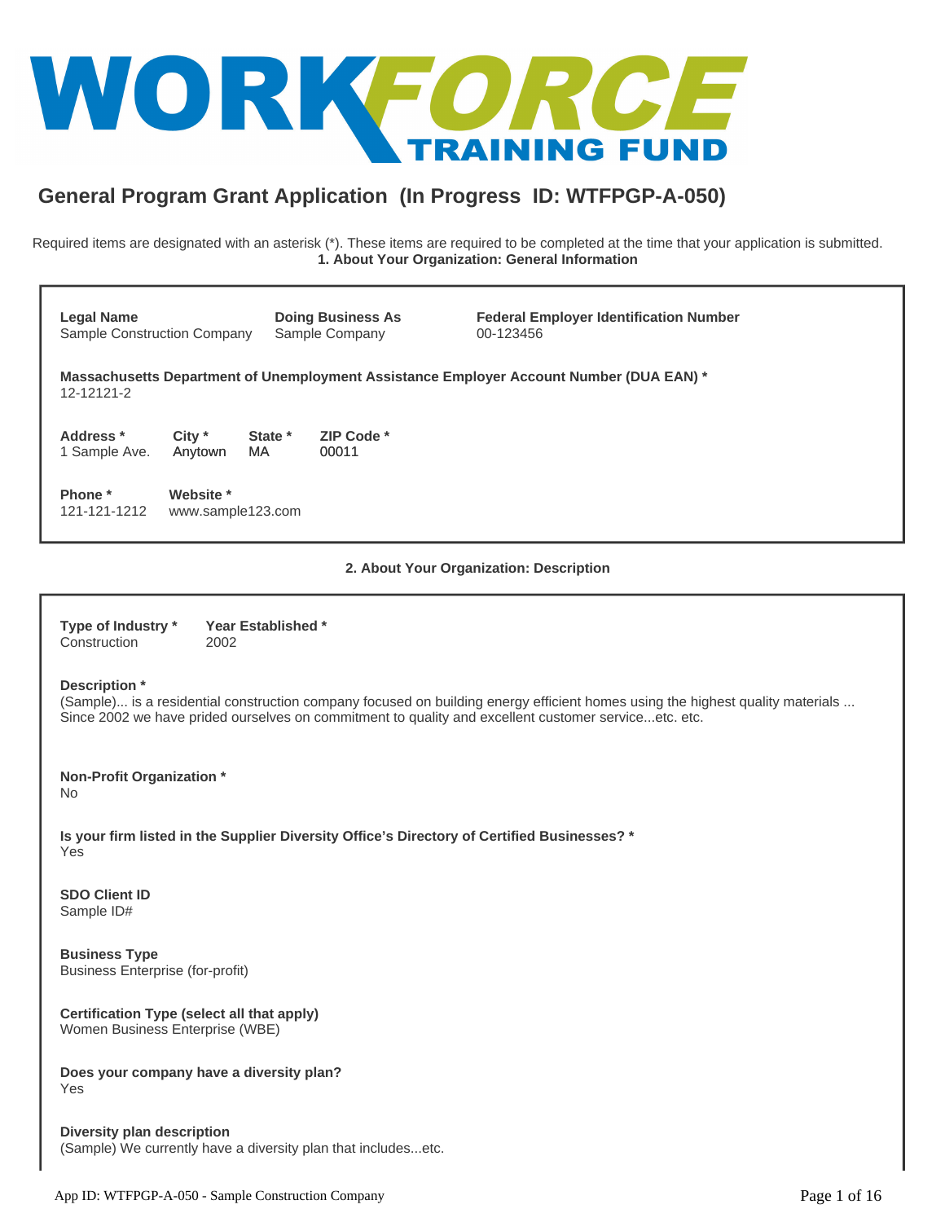# WORKFORCE TRAINING FUND

## General Program Grant Application (In Progress ID: WTFPGP-A-050)

Required items are designated with an asterisk (*). These items are required to be completed at the time that your application is submitted.

### 1. About Your Organization: General Information

**Legal Name**
Sample Construction Company

**Doing Business As**
Sample Company

**Federal Employer Identification Number**
00-123456

**Massachusetts Department of Unemployment Assistance Employer Account Number (DUA EAN) ***
12-12121-2

**Address ***
1 Sample Ave.

**City ***
Anytown

**State ***
MA

**ZIP Code ***
00011

**Phone ***
121-121-1212

**Website ***
www.sample123.com

### 2. About Your Organization: Description

**Type of Industry ***
Construction

**Year Established ***
2002

**Description ***
(Sample)... is a residential construction company focused on building energy efficient homes using the highest quality materials ... Since 2002 we have prided ourselves on commitment to quality and excellent customer service...etc. etc.

**Non-Profit Organization ***
No

**Is your firm listed in the Supplier Diversity Office's Directory of Certified Businesses? ***
Yes

**SDO Client ID**
Sample ID#

**Business Type**
Business Enterprise (for-profit)

**Certification Type (select all that apply)**
Women Business Enterprise (WBE)

**Does your company have a diversity plan?**
Yes

**Diversity plan description**
(Sample) We currently have a diversity plan that includes...etc.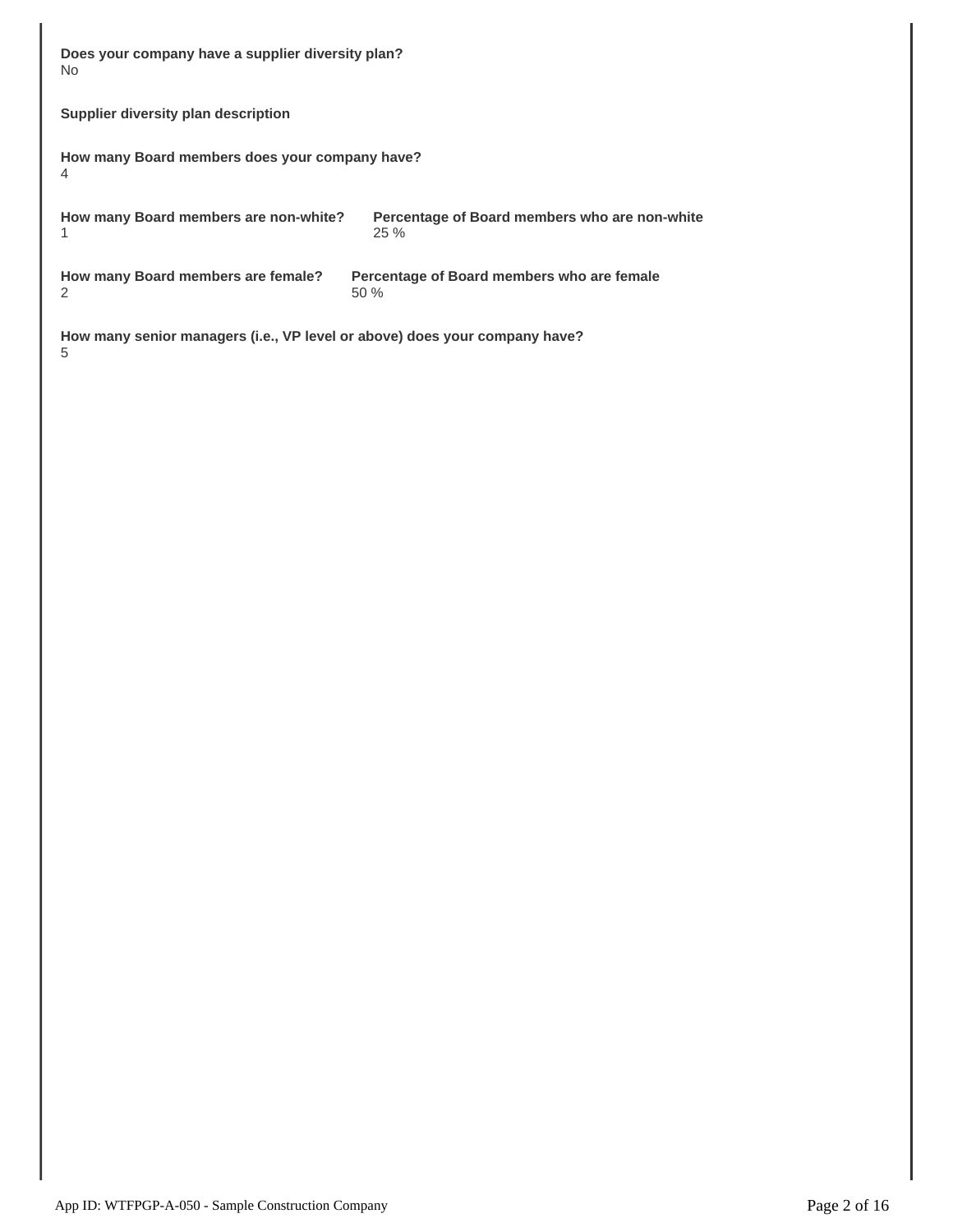**Does your company have a supplier diversity plan?**
No

**Supplier diversity plan description**

**How many Board members does your company have?**
4

**How many Board members are non-white?**
1

**Percentage of Board members who are non-white**
25 %

**How many Board members are female?**
2

**Percentage of Board members who are female**
50 %

**How many senior managers (i.e., VP level or above) does your company have?**
5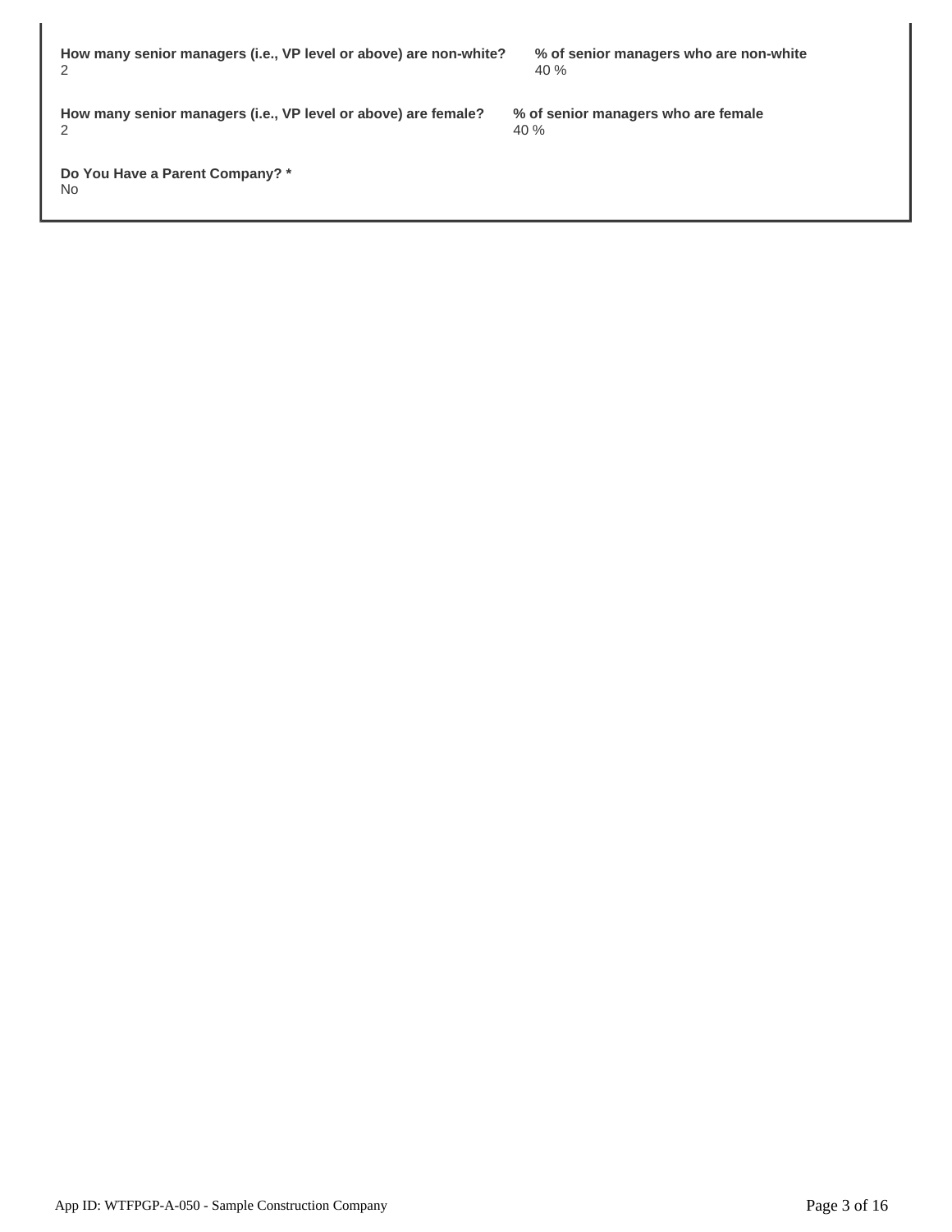**How many senior managers (i.e., VP level or above) are non-white?**
2

**% of senior managers who are non-white**
40 %

**How many senior managers (i.e., VP level or above) are female?**
2

**% of senior managers who are female**
40 %

**Do You Have a Parent Company? ***
No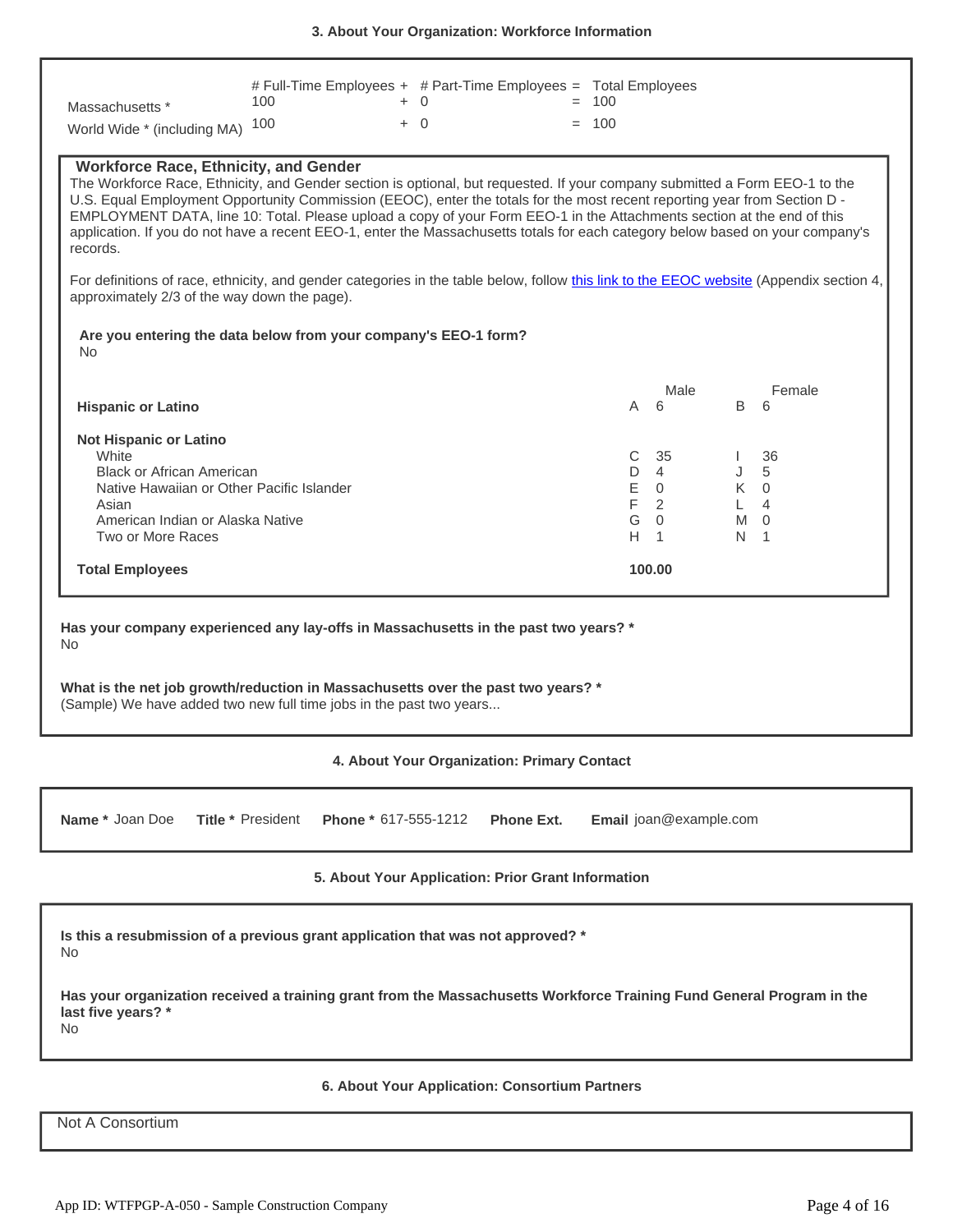### 3. About Your Organization: Workforce Information

| | # Full-Time Employees + | # Part-Time Employees = | Total Employees |
|---|---|---|---|
| Massachusetts * | 100 | + 0 | = 100 |
| World Wide * (including MA) | 100 | + 0 | = 100 |

**Workforce Race, Ethnicity, and Gender**

The Workforce Race, Ethnicity, and Gender section is optional, but requested. If your company submitted a Form EEO-1 to the U.S. Equal Employment Opportunity Commission (EEOC), enter the totals for the most recent reporting year from Section D - EMPLOYMENT DATA, line 10: Total. Please upload a copy of your Form EEO-1 in the Attachments section at the end of this application. If you do not have a recent EEO-1, enter the Massachusetts totals for each category below based on your company's records.

For definitions of race, ethnicity, and gender categories in the table below, follow this link to the EEOC website (Appendix section 4, approximately 2/3 of the way down the page).

**Are you entering the data below from your company's EEO-1 form?**
No

| | Male | | Female | |
|---|---|---|---|---|
| **Hispanic or Latino** | A | 6 | B | 6 |
| **Not Hispanic or Latino** | | | | |
| White | C | 35 | I | 36 |
| Black or African American | D | 4 | J | 5 |
| Native Hawaiian or Other Pacific Islander | E | 0 | K | 0 |
| Asian | F | 2 | L | 4 |
| American Indian or Alaska Native | G | 0 | M | 0 |
| Two or More Races | H | 1 | N | 1 |
| **Total Employees** | **100.00** | | | |

**Has your company experienced any lay-offs in Massachusetts in the past two years? ***
No

**What is the net job growth/reduction in Massachusetts over the past two years? ***
(Sample) We have added two new full time jobs in the past two years...

### 4. About Your Organization: Primary Contact

**Name *** Joan Doe **Title *** President **Phone *** 617-555-1212 **Phone Ext.** **Email** joan@example.com

### 5. About Your Application: Prior Grant Information

**Is this a resubmission of a previous grant application that was not approved? ***
No

**Has your organization received a training grant from the Massachusetts Workforce Training Fund General Program in the last five years? ***
No

### 6. About Your Application: Consortium Partners

Not A Consortium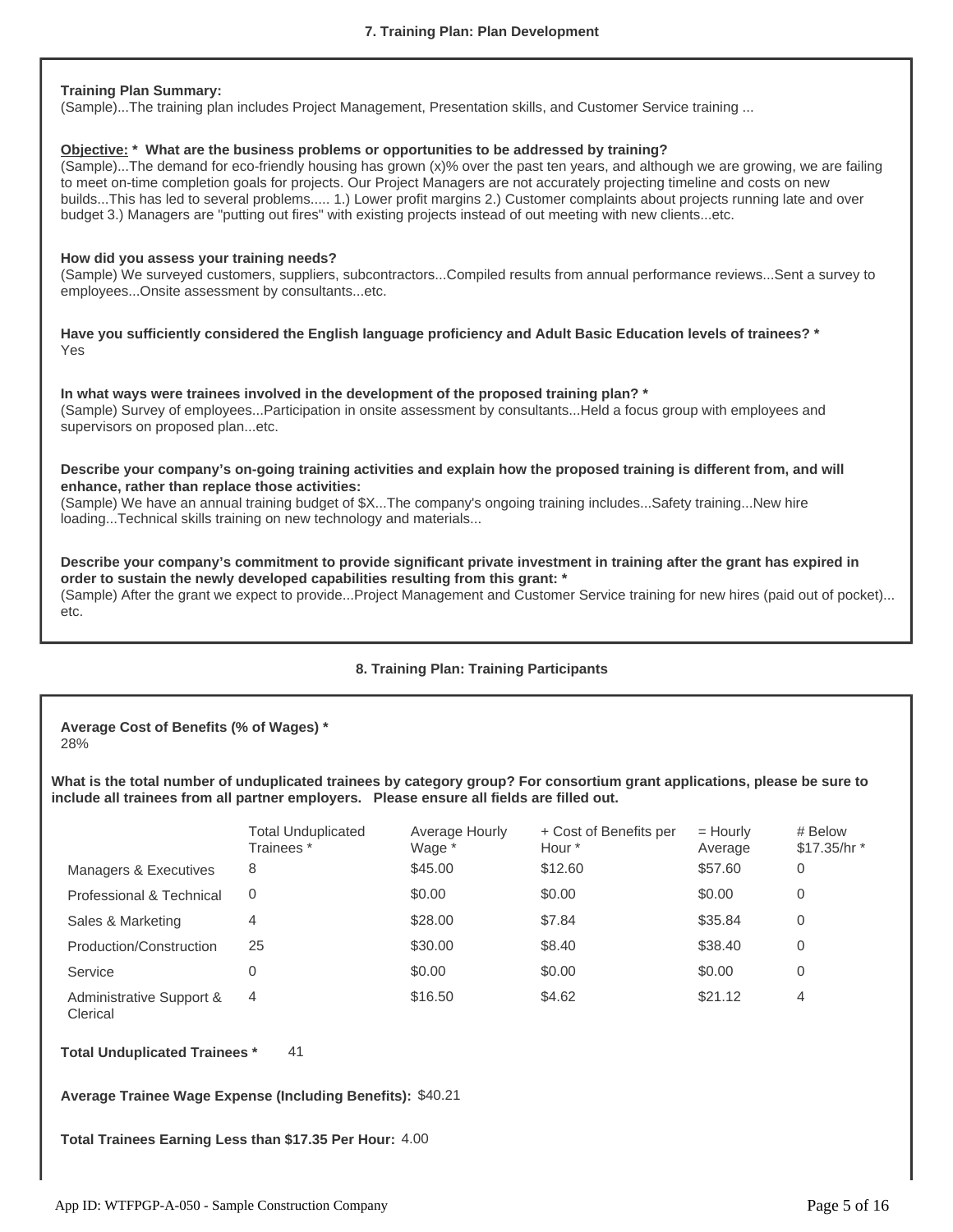## 7. Training Plan: Plan Development

**Training Plan Summary:**
(Sample)...The training plan includes Project Management, Presentation skills, and Customer Service training ...

**Objective: * What are the business problems or opportunities to be addressed by training?**
(Sample)...The demand for eco-friendly housing has grown (x)% over the past ten years, and although we are growing, we are failing to meet on-time completion goals for projects. Our Project Managers are not accurately projecting timeline and costs on new builds...This has led to several problems..... 1.) Lower profit margins 2.) Customer complaints about projects running late and over budget 3.) Managers are "putting out fires" with existing projects instead of out meeting with new clients...etc.

**How did you assess your training needs?**
(Sample) We surveyed customers, suppliers, subcontractors...Compiled results from annual performance reviews...Sent a survey to employees...Onsite assessment by consultants...etc.

**Have you sufficiently considered the English language proficiency and Adult Basic Education levels of trainees? ***
Yes

**In what ways were trainees involved in the development of the proposed training plan? ***
(Sample) Survey of employees...Participation in onsite assessment by consultants...Held a focus group with employees and supervisors on proposed plan...etc.

**Describe your company's on-going training activities and explain how the proposed training is different from, and will enhance, rather than replace those activities:**
(Sample) We have an annual training budget of $X...The company's ongoing training includes...Safety training...New hire loading...Technical skills training on new technology and materials...

**Describe your company's commitment to provide significant private investment in training after the grant has expired in order to sustain the newly developed capabilities resulting from this grant: ***
(Sample) After the grant we expect to provide...Project Management and Customer Service training for new hires (paid out of pocket)... etc.

## 8. Training Plan: Training Participants

**Average Cost of Benefits (% of Wages) ***
28%

**What is the total number of unduplicated trainees by category group? For consortium grant applications, please be sure to include all trainees from all partner employers. Please ensure all fields are filled out.**

| | Total Unduplicated Trainees * | Average Hourly Wage * | + Cost of Benefits per Hour * | = Hourly Average | # Below $17.35/hr * |
|---|---|---|---|---|---|
| Managers & Executives | 8 | $45.00 | $12.60 | $57.60 | 0 |
| Professional & Technical | 0 | $0.00 | $0.00 | $0.00 | 0 |
| Sales & Marketing | 4 | $28.00 | $7.84 | $35.84 | 0 |
| Production/Construction | 25 | $30.00 | $8.40 | $38.40 | 0 |
| Service | 0 | $0.00 | $0.00 | $0.00 | 0 |
| Administrative Support & Clerical | 4 | $16.50 | $4.62 | $21.12 | 4 |

**Total Unduplicated Trainees *** 41

**Average Trainee Wage Expense (Including Benefits):** $40.21

**Total Trainees Earning Less than $17.35 Per Hour:** 4.00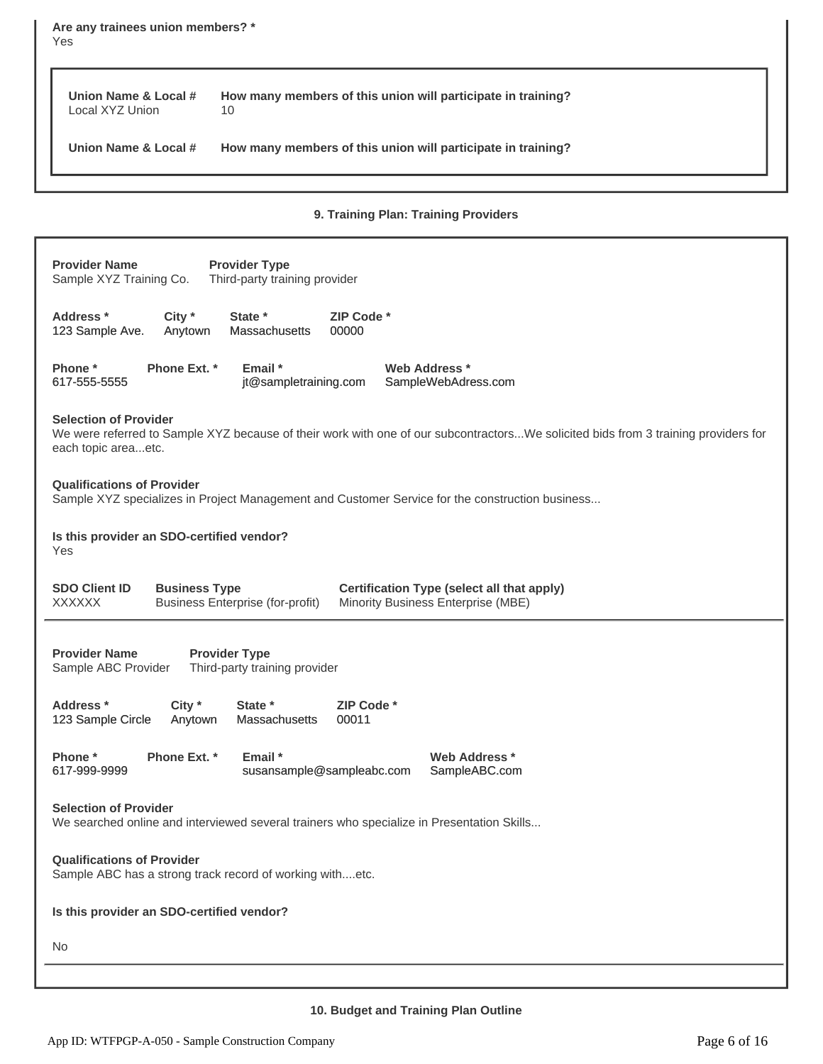**Are any trainees union members? ***
Yes

| Union Name & Local # | How many members of this union will participate in training? |
|---|---|
| Local XYZ Union | 10 |
| **Union Name & Local #** | **How many members of this union will participate in training?** |

## 9. Training Plan: Training Providers

| Provider Name | Provider Type |
|---|---|
| Sample XYZ Training Co. | Third-party training provider |

| Address * | City * | State * | ZIP Code * |
|---|---|---|---|
| 123 Sample Ave. | Anytown | Massachusetts | 00000 |

| Phone * | Phone Ext. * | Email * | Web Address * |
|---|---|---|---|
| 617-555-5555 | | jt@sampletraining.com | SampleWebAdress.com |

**Selection of Provider**
We were referred to Sample XYZ because of their work with one of our subcontractors...We solicited bids from 3 training providers for each topic area...etc.

**Qualifications of Provider**
Sample XYZ specializes in Project Management and Customer Service for the construction business...

**Is this provider an SDO-certified vendor?**
Yes

| SDO Client ID | Business Type | Certification Type (select all that apply) |
|---|---|---|
| XXXXXX | Business Enterprise (for-profit) | Minority Business Enterprise (MBE) |

---

| Provider Name | Provider Type |
|---|---|
| Sample ABC Provider | Third-party training provider |

| Address * | City * | State * | ZIP Code * |
|---|---|---|---|
| 123 Sample Circle | Anytown | Massachusetts | 00011 |

| Phone * | Phone Ext. * | Email * | Web Address * |
|---|---|---|---|
| 617-999-9999 | | susansample@sampleabc.com | SampleABC.com |

**Selection of Provider**
We searched online and interviewed several trainers who specialize in Presentation Skills...

**Qualifications of Provider**
Sample ABC has a strong track record of working with....etc.

**Is this provider an SDO-certified vendor?**

No

## 10. Budget and Training Plan Outline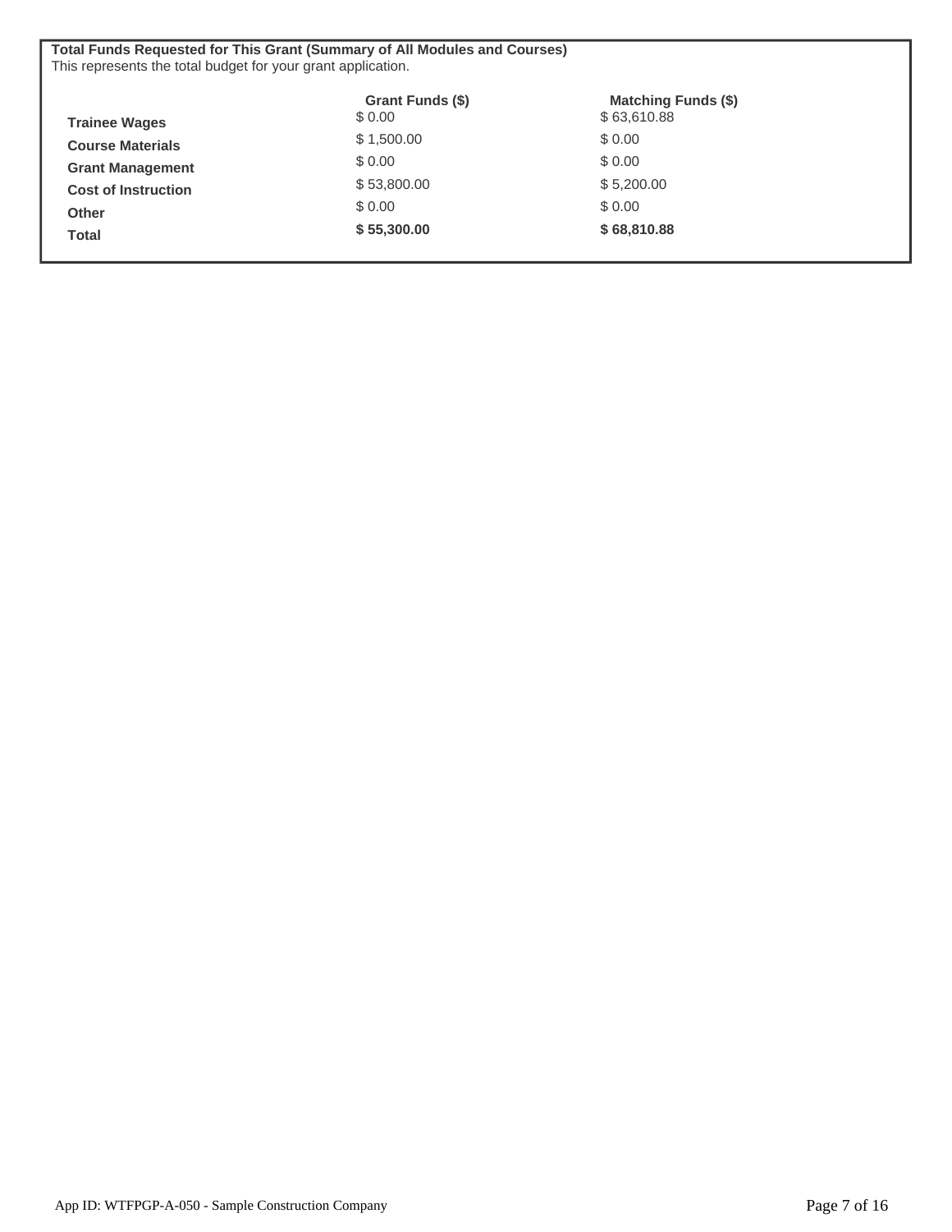**Total Funds Requested for This Grant (Summary of All Modules and Courses)**
This represents the total budget for your grant application.

| | Grant Funds ($) | Matching Funds ($) |
|---|---|---|
| **Trainee Wages** | $ 0.00 | $ 63,610.88 |
| **Course Materials** | $ 1,500.00 | $ 0.00 |
| **Grant Management** | $ 0.00 | $ 0.00 |
| **Cost of Instruction** | $ 53,800.00 | $ 5,200.00 |
| **Other** | $ 0.00 | $ 0.00 |
| **Total** | **$ 55,300.00** | **$ 68,810.88** |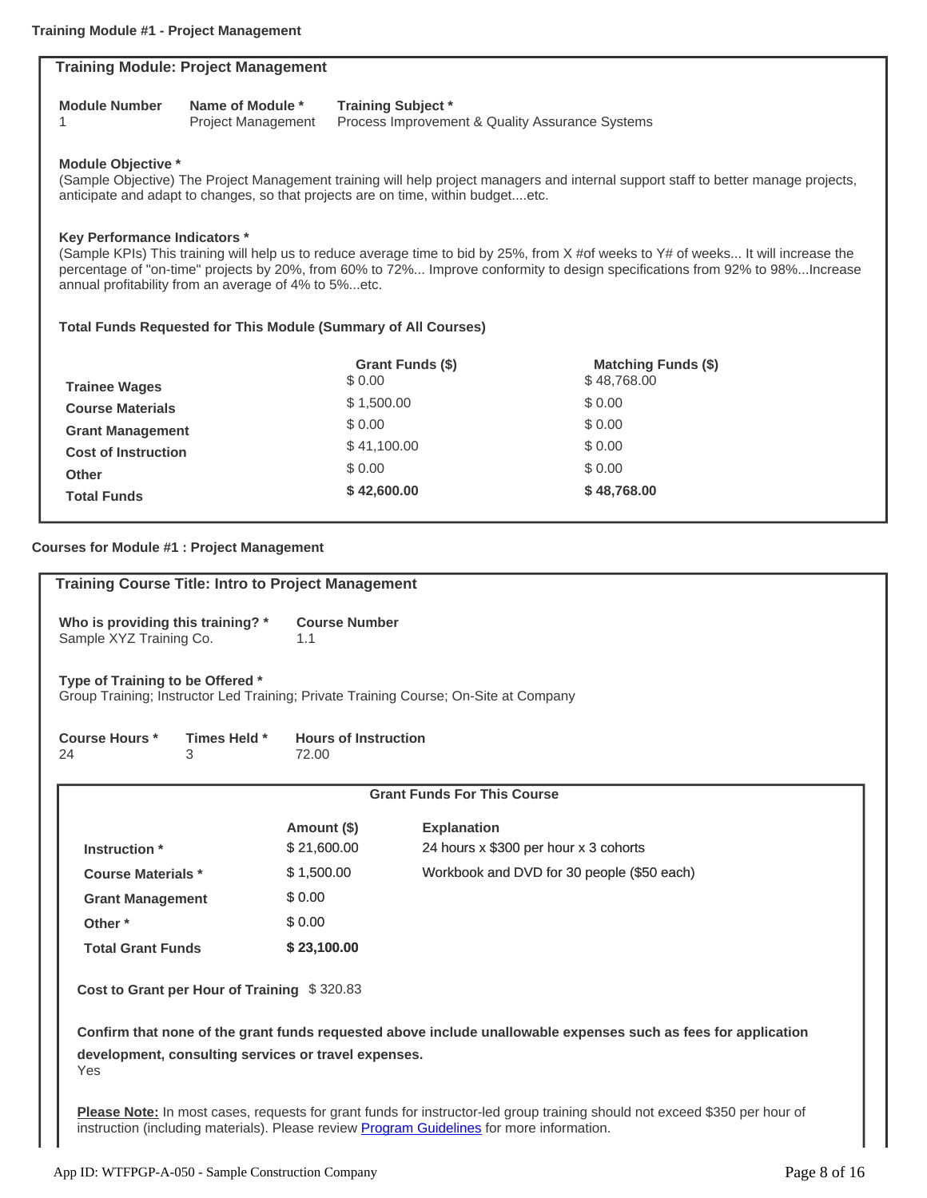**Training Module #1 - Project Management**

## Training Module: Project Management

| Module Number | Name of Module * | Training Subject * |
|---|---|---|
| 1 | Project Management | Process Improvement & Quality Assurance Systems |

**Module Objective ***

(Sample Objective) The Project Management training will help project managers and internal support staff to better manage projects, anticipate and adapt to changes, so that projects are on time, within budget....etc.

**Key Performance Indicators ***

(Sample KPIs) This training will help us to reduce average time to bid by 25%, from X #of weeks to Y# of weeks... It will increase the percentage of "on-time" projects by 20%, from 60% to 72%... Improve conformity to design specifications from 92% to 98%...Increase annual profitability from an average of 4% to 5%...etc.

**Total Funds Requested for This Module (Summary of All Courses)**

| | Grant Funds ($) | Matching Funds ($) |
|---|---|---|
| **Trainee Wages** | $ 0.00 | $ 48,768.00 |
| **Course Materials** | $ 1,500.00 | $ 0.00 |
| **Grant Management** | $ 0.00 | $ 0.00 |
| **Cost of Instruction** | $ 41,100.00 | $ 0.00 |
| **Other** | $ 0.00 | $ 0.00 |
| **Total Funds** | **$ 42,600.00** | **$ 48,768.00** |

**Courses for Module #1 : Project Management**

## Training Course Title: Intro to Project Management

| Who is providing this training? * | Course Number |
|---|---|
| Sample XYZ Training Co. | 1.1 |

**Type of Training to be Offered ***

Group Training; Instructor Led Training; Private Training Course; On-Site at Company

| Course Hours * | Times Held * | Hours of Instruction |
|---|---|---|
| 24 | 3 | 72.00 |

**Grant Funds For This Course**

| | Amount ($) | Explanation |
|---|---|---|
| **Instruction *** | $ 21,600.00 | 24 hours x $300 per hour x 3 cohorts |
| **Course Materials *** | $ 1,500.00 | Workbook and DVD for 30 people ($50 each) |
| **Grant Management** | $ 0.00 | |
| **Other *** | $ 0.00 | |
| **Total Grant Funds** | **$ 23,100.00** | |

**Cost to Grant per Hour of Training** $ 320.83

**Confirm that none of the grant funds requested above include unallowable expenses such as fees for application development, consulting services or travel expenses.**

Yes

**Please Note:** In most cases, requests for grant funds for instructor-led group training should not exceed $350 per hour of instruction (including materials). Please review Program Guidelines for more information.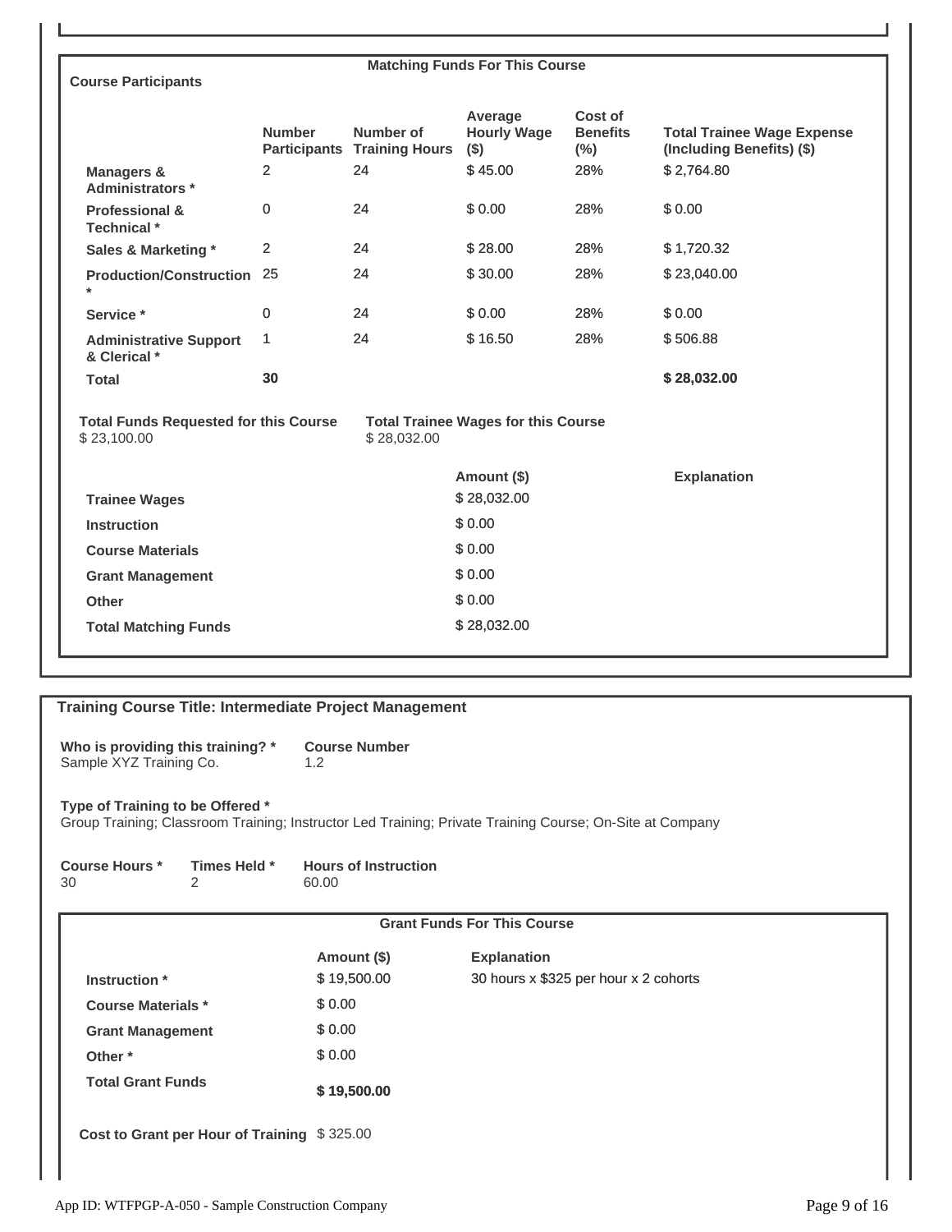### Matching Funds For This Course

**Course Participants**

| | Number Participants | Number of Training Hours | Average Hourly Wage ($) | Cost of Benefits (%) | Total Trainee Wage Expense (Including Benefits) ($) |
|---|---|---|---|---|---|
| **Managers & Administrators *** | 2 | 24 | $ 45.00 | 28% | $ 2,764.80 |
| **Professional & Technical *** | 0 | 24 | $ 0.00 | 28% | $ 0.00 |
| **Sales & Marketing *** | 2 | 24 | $ 28.00 | 28% | $ 1,720.32 |
| **Production/Construction *** | 25 | 24 | $ 30.00 | 28% | $ 23,040.00 |
| **Service *** | 0 | 24 | $ 0.00 | 28% | $ 0.00 |
| **Administrative Support & Clerical *** | 1 | 24 | $ 16.50 | 28% | $ 506.88 |
| **Total** | **30** | | | | **$ 28,032.00** |

**Total Funds Requested for this Course**
$ 23,100.00

**Total Trainee Wages for this Course**
$ 28,032.00

| | Amount ($) | Explanation |
|---|---|---|
| **Trainee Wages** | $ 28,032.00 | |
| **Instruction** | $ 0.00 | |
| **Course Materials** | $ 0.00 | |
| **Grant Management** | $ 0.00 | |
| **Other** | $ 0.00 | |
| **Total Matching Funds** | $ 28,032.00 | |

## Training Course Title: Intermediate Project Management

**Who is providing this training? ***
Sample XYZ Training Co.

**Course Number**
1.2

**Type of Training to be Offered ***
Group Training; Classroom Training; Instructor Led Training; Private Training Course; On-Site at Company

| Course Hours * | Times Held * | Hours of Instruction |
|---|---|---|
| 30 | 2 | 60.00 |

### Grant Funds For This Course

| | Amount ($) | Explanation |
|---|---|---|
| **Instruction *** | $ 19,500.00 | 30 hours x $325 per hour x 2 cohorts |
| **Course Materials *** | $ 0.00 | |
| **Grant Management** | $ 0.00 | |
| **Other *** | $ 0.00 | |
| **Total Grant Funds** | **$ 19,500.00** | |

**Cost to Grant per Hour of Training** $ 325.00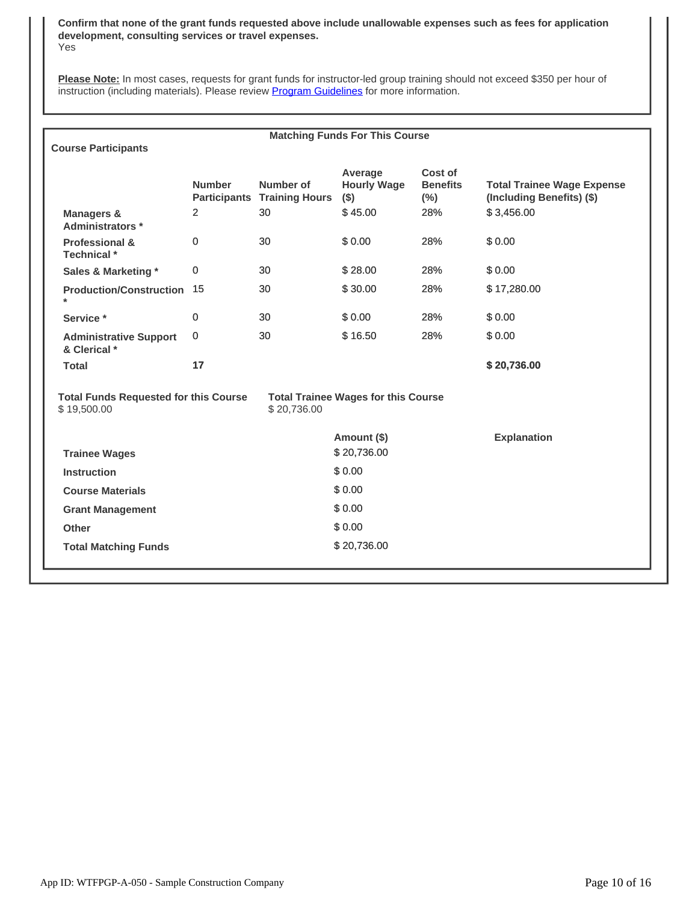**Confirm that none of the grant funds requested above include unallowable expenses such as fees for application development, consulting services or travel expenses.**
Yes

**Please Note:** In most cases, requests for grant funds for instructor-led group training should not exceed $350 per hour of instruction (including materials). Please review Program Guidelines for more information.

**Matching Funds For This Course**

**Course Participants**

| | Number Participants | Number of Training Hours | Average Hourly Wage ($) | Cost of Benefits (%) | Total Trainee Wage Expense (Including Benefits) ($) |
|---|---|---|---|---|---|
| **Managers & Administrators** * | 2 | 30 | $ 45.00 | 28% | $ 3,456.00 |
| **Professional & Technical** * | 0 | 30 | $ 0.00 | 28% | $ 0.00 |
| **Sales & Marketing** * | 0 | 30 | $ 28.00 | 28% | $ 0.00 |
| **Production/Construction** * | 15 | 30 | $ 30.00 | 28% | $ 17,280.00 |
| **Service** * | 0 | 30 | $ 0.00 | 28% | $ 0.00 |
| **Administrative Support & Clerical** * | 0 | 30 | $ 16.50 | 28% | $ 0.00 |
| **Total** | **17** | | | | **$ 20,736.00** |

**Total Funds Requested for this Course**
$ 19,500.00

**Total Trainee Wages for this Course**
$ 20,736.00

| | Amount ($) | Explanation |
|---|---|---|
| **Trainee Wages** | $ 20,736.00 | |
| **Instruction** | $ 0.00 | |
| **Course Materials** | $ 0.00 | |
| **Grant Management** | $ 0.00 | |
| **Other** | $ 0.00 | |
| **Total Matching Funds** | $ 20,736.00 | |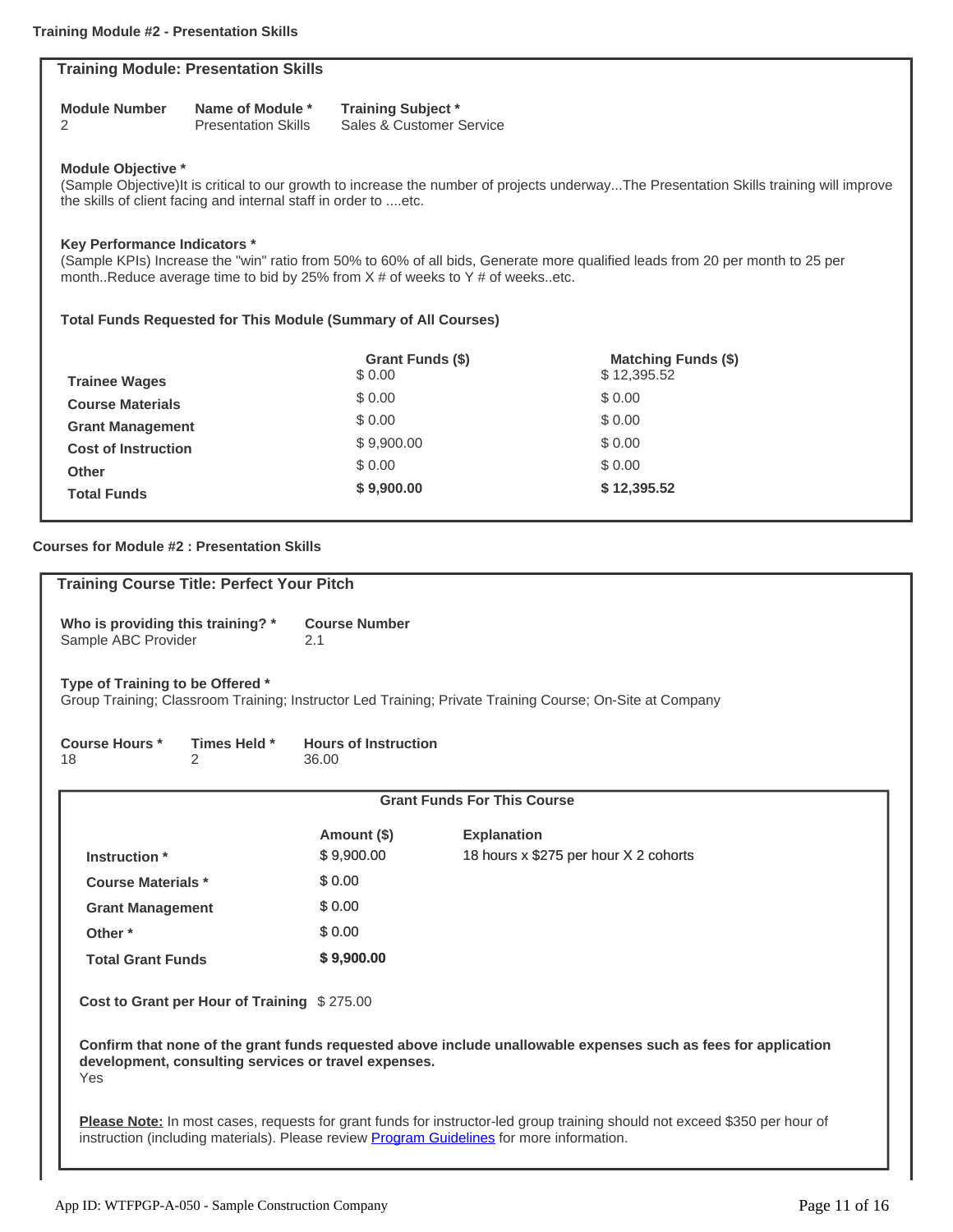**Training Module #2 - Presentation Skills**

## Training Module: Presentation Skills

| Module Number | Name of Module * | Training Subject * |
|---|---|---|
| 2 | Presentation Skills | Sales & Customer Service |

**Module Objective ***

(Sample Objective)It is critical to our growth to increase the number of projects underway...The Presentation Skills training will improve the skills of client facing and internal staff in order to ....etc.

**Key Performance Indicators ***

(Sample KPIs) Increase the "win" ratio from 50% to 60% of all bids, Generate more qualified leads from 20 per month to 25 per month..Reduce average time to bid by 25% from X # of weeks to Y # of weeks..etc.

**Total Funds Requested for This Module (Summary of All Courses)**

| | Grant Funds ($) | Matching Funds ($) |
|---|---|---|
| **Trainee Wages** | $ 0.00 | $ 12,395.52 |
| **Course Materials** | $ 0.00 | $ 0.00 |
| **Grant Management** | $ 0.00 | $ 0.00 |
| **Cost of Instruction** | $ 9,900.00 | $ 0.00 |
| **Other** | $ 0.00 | $ 0.00 |
| **Total Funds** | **$ 9,900.00** | **$ 12,395.52** |

**Courses for Module #2 : Presentation Skills**

## Training Course Title: Perfect Your Pitch

| Who is providing this training? * | Course Number |
|---|---|
| Sample ABC Provider | 2.1 |

**Type of Training to be Offered ***

Group Training; Classroom Training; Instructor Led Training; Private Training Course; On-Site at Company

| Course Hours * | Times Held * | Hours of Instruction |
|---|---|---|
| 18 | 2 | 36.00 |

**Grant Funds For This Course**

| | Amount ($) | Explanation |
|---|---|---|
| **Instruction *** | $ 9,900.00 | 18 hours x $275 per hour X 2 cohorts |
| **Course Materials *** | $ 0.00 | |
| **Grant Management** | $ 0.00 | |
| **Other *** | $ 0.00 | |
| **Total Grant Funds** | **$ 9,900.00** | |

**Cost to Grant per Hour of Training** $ 275.00

**Confirm that none of the grant funds requested above include unallowable expenses such as fees for application development, consulting services or travel expenses.**

Yes

**Please Note:** In most cases, requests for grant funds for instructor-led group training should not exceed $350 per hour of instruction (including materials). Please review Program Guidelines for more information.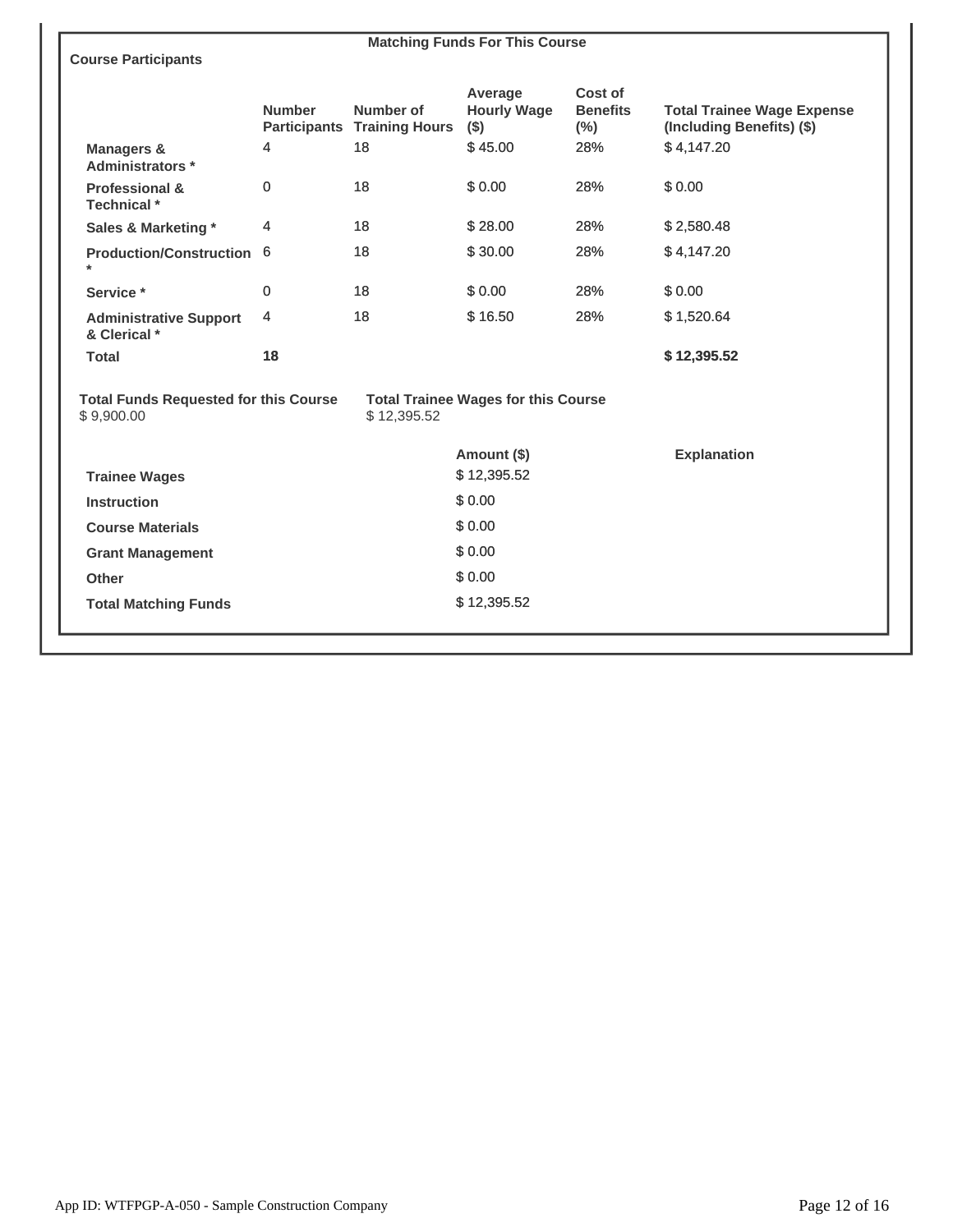**Matching Funds For This Course**

**Course Participants**

| | Number Participants | Number of Training Hours | Average Hourly Wage ($) | Cost of Benefits (%) | Total Trainee Wage Expense (Including Benefits) ($) |
|---|---|---|---|---|---|
| **Managers & Administrators *** | 4 | 18 | $ 45.00 | 28% | $ 4,147.20 |
| **Professional & Technical *** | 0 | 18 | $ 0.00 | 28% | $ 0.00 |
| **Sales & Marketing *** | 4 | 18 | $ 28.00 | 28% | $ 2,580.48 |
| **Production/Construction *** | 6 | 18 | $ 30.00 | 28% | $ 4,147.20 |
| **Service *** | 0 | 18 | $ 0.00 | 28% | $ 0.00 |
| **Administrative Support & Clerical *** | 4 | 18 | $ 16.50 | 28% | $ 1,520.64 |
| **Total** | **18** | | | | **$ 12,395.52** |

**Total Funds Requested for this Course**
$ 9,900.00

**Total Trainee Wages for this Course**
$ 12,395.52

| | Amount ($) | Explanation |
|---|---|---|
| **Trainee Wages** | $ 12,395.52 | |
| **Instruction** | $ 0.00 | |
| **Course Materials** | $ 0.00 | |
| **Grant Management** | $ 0.00 | |
| **Other** | $ 0.00 | |
| **Total Matching Funds** | $ 12,395.52 | |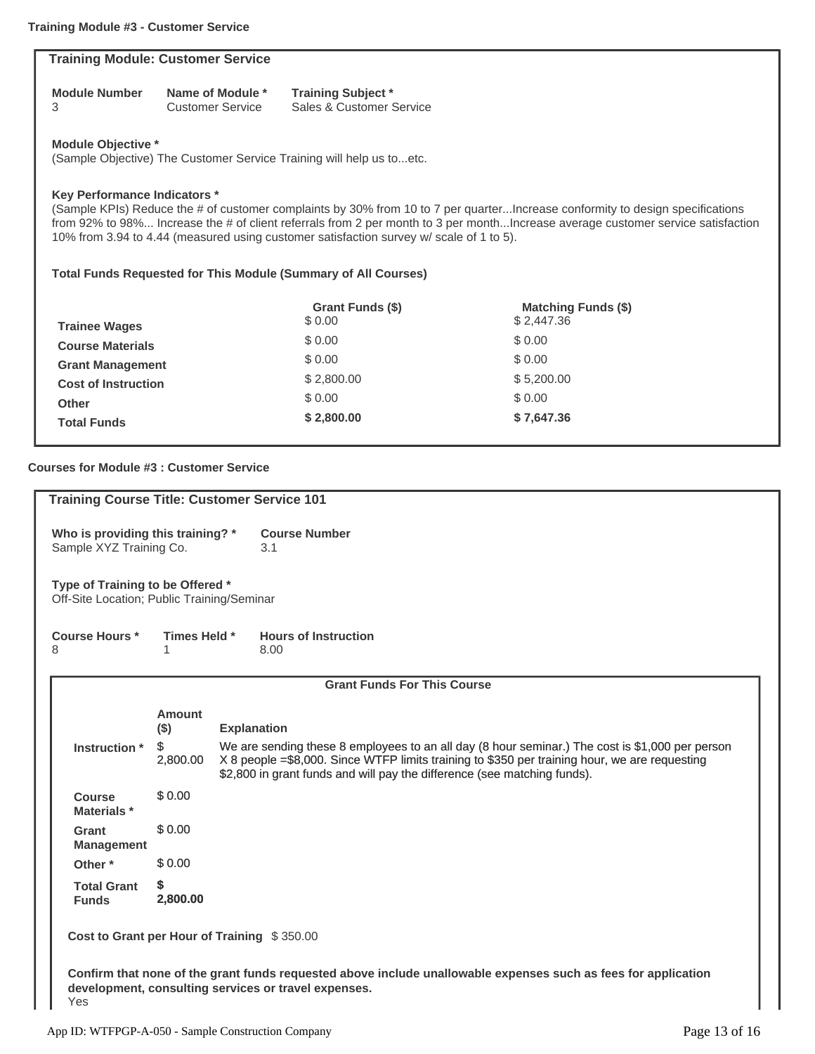**Training Module #3 - Customer Service**

## Training Module: Customer Service

| Module Number | Name of Module * | Training Subject * |
|---|---|---|
| 3 | Customer Service | Sales & Customer Service |

**Module Objective ***
(Sample Objective) The Customer Service Training will help us to...etc.

**Key Performance Indicators ***
(Sample KPIs) Reduce the # of customer complaints by 30% from 10 to 7 per quarter...Increase conformity to design specifications from 92% to 98%... Increase the # of client referrals from 2 per month to 3 per month...Increase average customer service satisfaction 10% from 3.94 to 4.44 (measured using customer satisfaction survey w/ scale of 1 to 5).

**Total Funds Requested for This Module (Summary of All Courses)**

| | Grant Funds ($) | Matching Funds ($) |
|---|---|---|
| **Trainee Wages** | $ 0.00 | $ 2,447.36 |
| **Course Materials** | $ 0.00 | $ 0.00 |
| **Grant Management** | $ 0.00 | $ 0.00 |
| **Cost of Instruction** | $ 2,800.00 | $ 5,200.00 |
| **Other** | $ 0.00 | $ 0.00 |
| **Total Funds** | **$ 2,800.00** | **$ 7,647.36** |

**Courses for Module #3 : Customer Service**

## Training Course Title: Customer Service 101

| Who is providing this training? * | Course Number |
|---|---|
| Sample XYZ Training Co. | 3.1 |

**Type of Training to be Offered ***
Off-Site Location; Public Training/Seminar

| Course Hours * | Times Held * | Hours of Instruction |
|---|---|---|
| 8 | 1 | 8.00 |

**Grant Funds For This Course**

| | Amount ($) | Explanation |
|---|---|---|
| **Instruction *** | $ 2,800.00 | We are sending these 8 employees to an all day (8 hour seminar.) The cost is $1,000 per person X 8 people =$8,000. Since WTFP limits training to $350 per training hour, we are requesting $2,800 in grant funds and will pay the difference (see matching funds). |
| **Course Materials *** | $ 0.00 | |
| **Grant Management** | $ 0.00 | |
| **Other *** | $ 0.00 | |
| **Total Grant Funds** | **$ 2,800.00** | |

**Cost to Grant per Hour of Training** $ 350.00

**Confirm that none of the grant funds requested above include unallowable expenses such as fees for application development, consulting services or travel expenses.**
Yes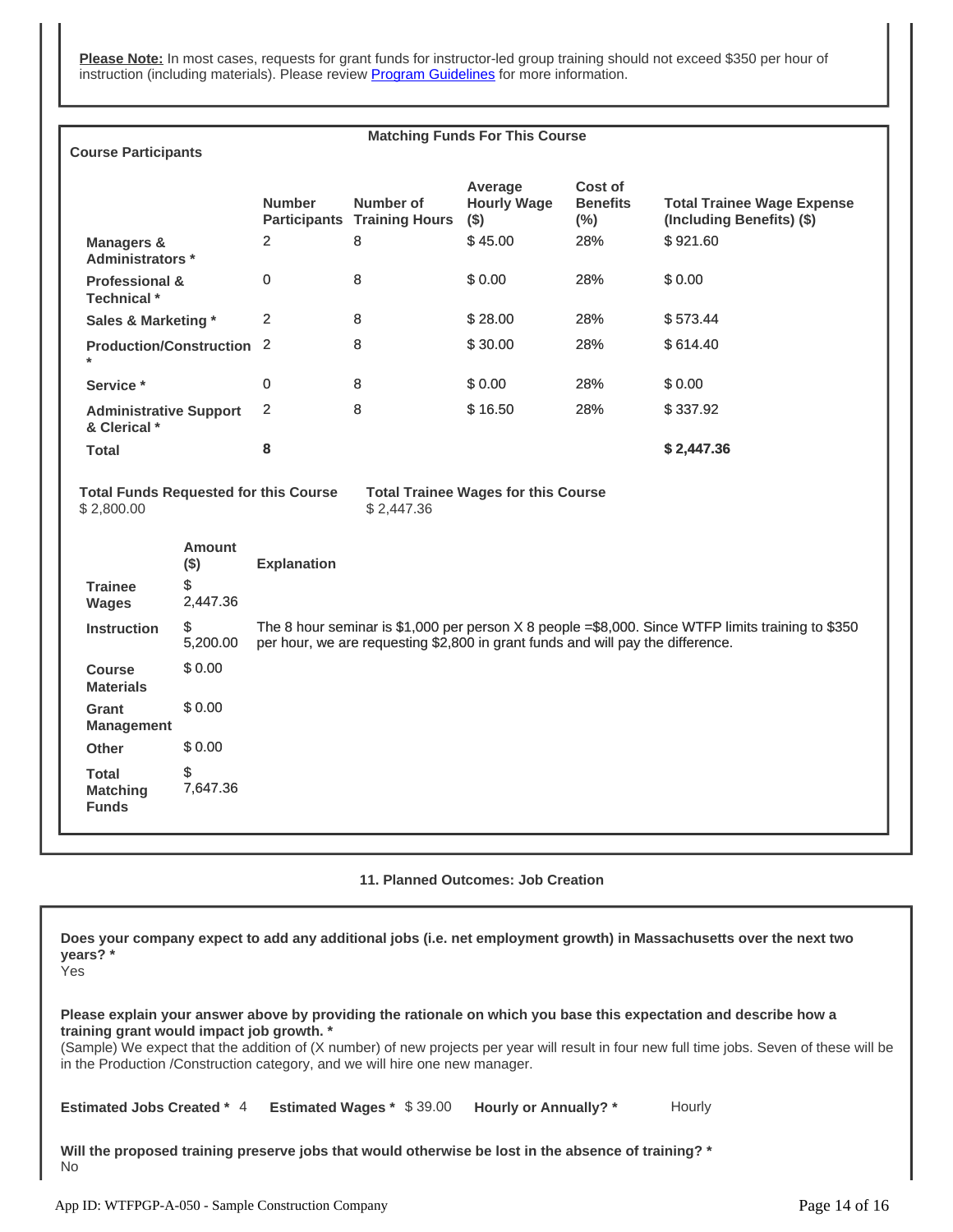**Please Note:** In most cases, requests for grant funds for instructor-led group training should not exceed $350 per hour of instruction (including materials). Please review [Program Guidelines](#) for more information.

**Matching Funds For This Course**

**Course Participants**

| | Number Participants | Number of Training Hours | Average Hourly Wage ($) | Cost of Benefits (%) | Total Trainee Wage Expense (Including Benefits) ($) |
|---|---|---|---|---|---|
| **Managers & Administrators *** | 2 | 8 | $ 45.00 | 28% | $ 921.60 |
| **Professional & Technical *** | 0 | 8 | $ 0.00 | 28% | $ 0.00 |
| **Sales & Marketing *** | 2 | 8 | $ 28.00 | 28% | $ 573.44 |
| **Production/Construction *** | 2 | 8 | $ 30.00 | 28% | $ 614.40 |
| **Service *** | 0 | 8 | $ 0.00 | 28% | $ 0.00 |
| **Administrative Support & Clerical *** | 2 | 8 | $ 16.50 | 28% | $ 337.92 |
| **Total** | **8** | | | | **$ 2,447.36** |

**Total Funds Requested for this Course**
$ 2,800.00

**Total Trainee Wages for this Course**
$ 2,447.36

| | Amount ($) | Explanation |
|---|---|---|
| **Trainee Wages** | $ 2,447.36 | |
| **Instruction** | $ 5,200.00 | The 8 hour seminar is $1,000 per person X 8 people =$8,000. Since WTFP limits training to $350 per hour, we are requesting $2,800 in grant funds and will pay the difference. |
| **Course Materials** | $ 0.00 | |
| **Grant Management** | $ 0.00 | |
| **Other** | $ 0.00 | |
| **Total Matching Funds** | $ 7,647.36 | |

### 11. Planned Outcomes: Job Creation

**Does your company expect to add any additional jobs (i.e. net employment growth) in Massachusetts over the next two years? ***
Yes

**Please explain your answer above by providing the rationale on which you base this expectation and describe how a training grant would impact job growth. ***
(Sample) We expect that the addition of (X number) of new projects per year will result in four new full time jobs. Seven of these will be in the Production /Construction category, and we will hire one new manager.

**Estimated Jobs Created *** 4 **Estimated Wages *** $ 39.00 **Hourly or Annually? *** Hourly

**Will the proposed training preserve jobs that would otherwise be lost in the absence of training? ***
No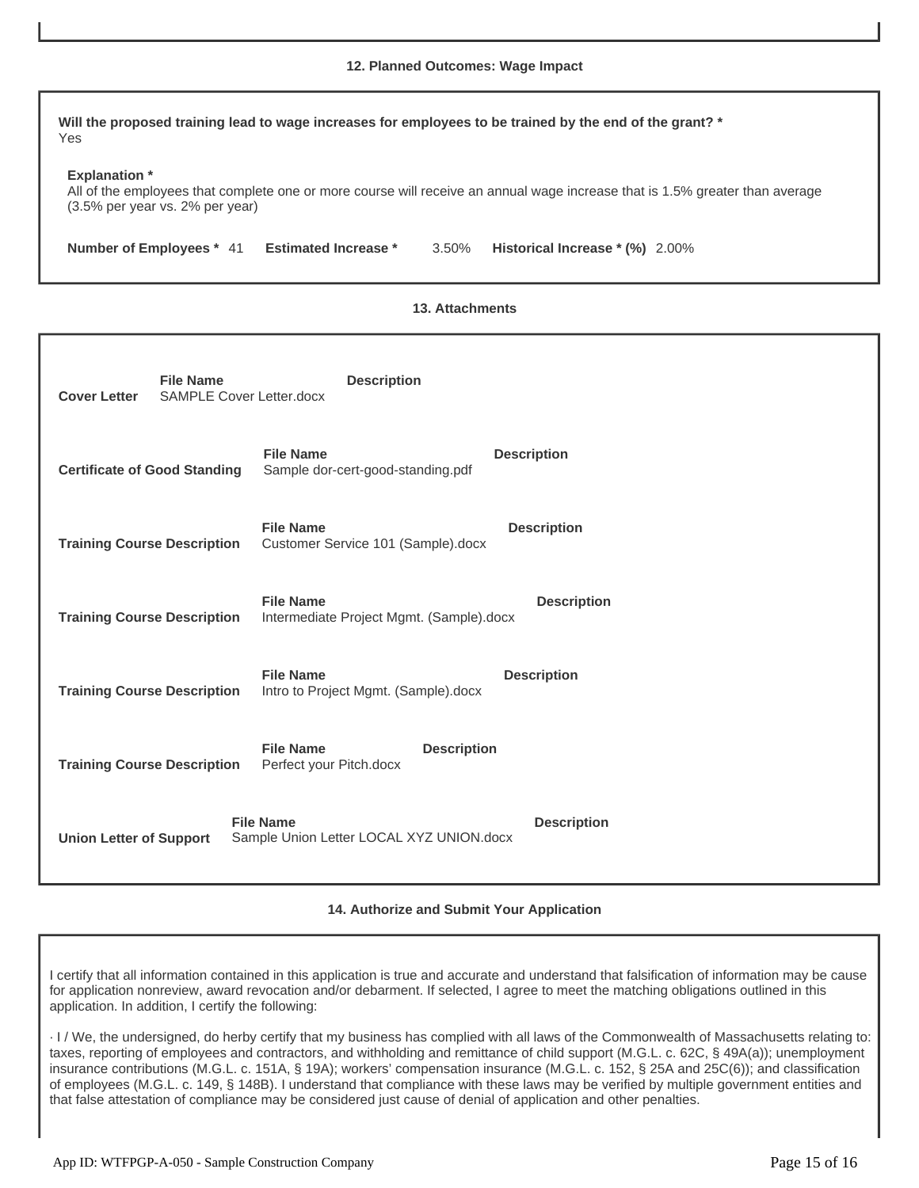## 12. Planned Outcomes: Wage Impact

**Will the proposed training lead to wage increases for employees to be trained by the end of the grant? ***
Yes

**Explanation ***
All of the employees that complete one or more course will receive an annual wage increase that is 1.5% greater than average (3.5% per year vs. 2% per year)

**Number of Employees *** 41 **Estimated Increase *** 3.50% **Historical Increase * (%)** 2.00%

## 13. Attachments

| | File Name | Description |
|---|---|---|
| **Cover Letter** | SAMPLE Cover Letter.docx | |
| **Certificate of Good Standing** | Sample dor-cert-good-standing.pdf | |
| **Training Course Description** | Customer Service 101 (Sample).docx | |
| **Training Course Description** | Intermediate Project Mgmt. (Sample).docx | |
| **Training Course Description** | Intro to Project Mgmt. (Sample).docx | |
| **Training Course Description** | Perfect your Pitch.docx | |
| **Union Letter of Support** | Sample Union Letter LOCAL XYZ UNION.docx | |

## 14. Authorize and Submit Your Application

I certify that all information contained in this application is true and accurate and understand that falsification of information may be cause for application nonreview, award revocation and/or debarment. If selected, I agree to meet the matching obligations outlined in this application. In addition, I certify the following:

· I / We, the undersigned, do herby certify that my business has complied with all laws of the Commonwealth of Massachusetts relating to: taxes, reporting of employees and contractors, and withholding and remittance of child support (M.G.L. c. 62C, § 49A(a)); unemployment insurance contributions (M.G.L. c. 151A, § 19A); workers' compensation insurance (M.G.L. c. 152, § 25A and 25C(6)); and classification of employees (M.G.L. c. 149, § 148B). I understand that compliance with these laws may be verified by multiple government entities and that false attestation of compliance may be considered just cause of denial of application and other penalties.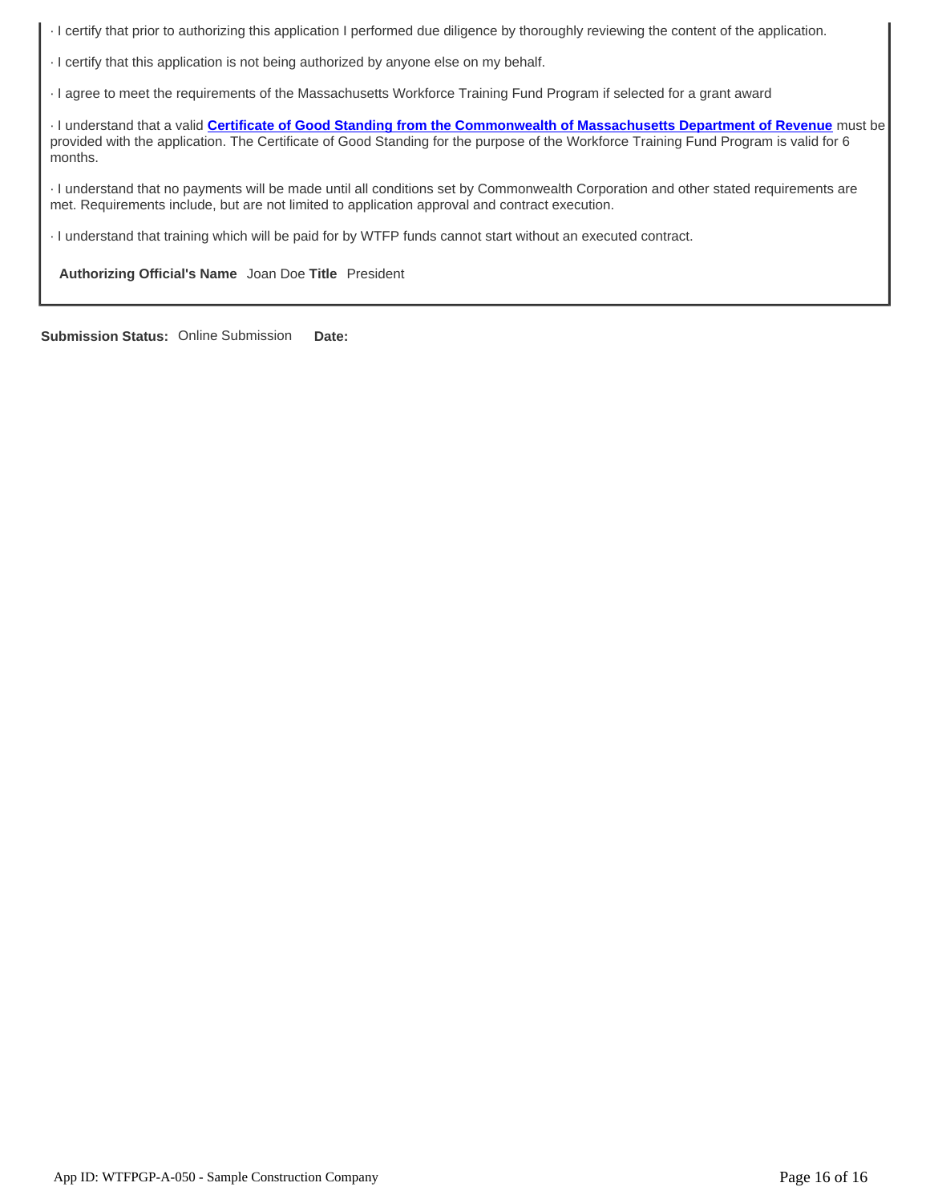· I certify that prior to authorizing this application I performed due diligence by thoroughly reviewing the content of the application.

· I certify that this application is not being authorized by anyone else on my behalf.

· I agree to meet the requirements of the Massachusetts Workforce Training Fund Program if selected for a grant award

· I understand that a valid **Certificate of Good Standing from the Commonwealth of Massachusetts Department of Revenue** must be provided with the application. The Certificate of Good Standing for the purpose of the Workforce Training Fund Program is valid for 6 months.

· I understand that no payments will be made until all conditions set by Commonwealth Corporation and other stated requirements are met. Requirements include, but are not limited to application approval and contract execution.

· I understand that training which will be paid for by WTFP funds cannot start without an executed contract.

**Authorizing Official's Name** Joan Doe **Title** President

**Submission Status:** Online Submission **Date:**